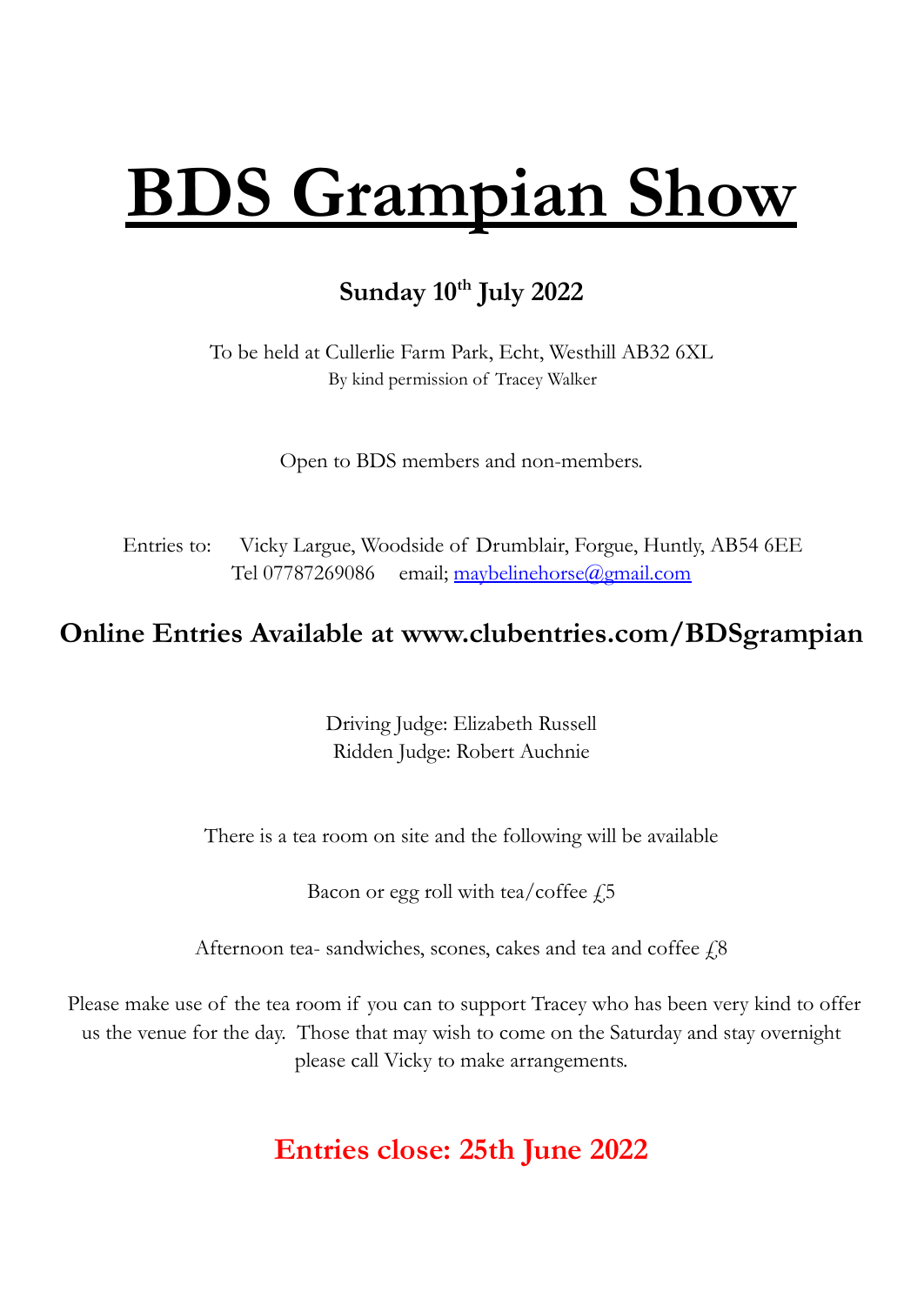# BDS Grampian Show

**Sunday 10th July 2022**

To be held at Cullerlie Farm Park, Echt, Westhill AB32 6XL
By kind permission of Tracey Walker

Open to BDS members and non-members.

Entries to: Vicky Largue, Woodside of Drumblair, Forgue, Huntly, AB54 6EE
Tel 07787269086 email; maybelinehorse@gmail.com

## Online Entries Available at www.clubentries.com/BDSgrampian

Driving Judge: Elizabeth Russell
Ridden Judge: Robert Auchnie

There is a tea room on site and the following will be available

Bacon or egg roll with tea/coffee £5

Afternoon tea- sandwiches, scones, cakes and tea and coffee £8

Please make use of the tea room if you can to support Tracey who has been very kind to offer us the venue for the day. Those that may wish to come on the Saturday and stay overnight please call Vicky to make arrangements.

## Entries close: 25th June 2022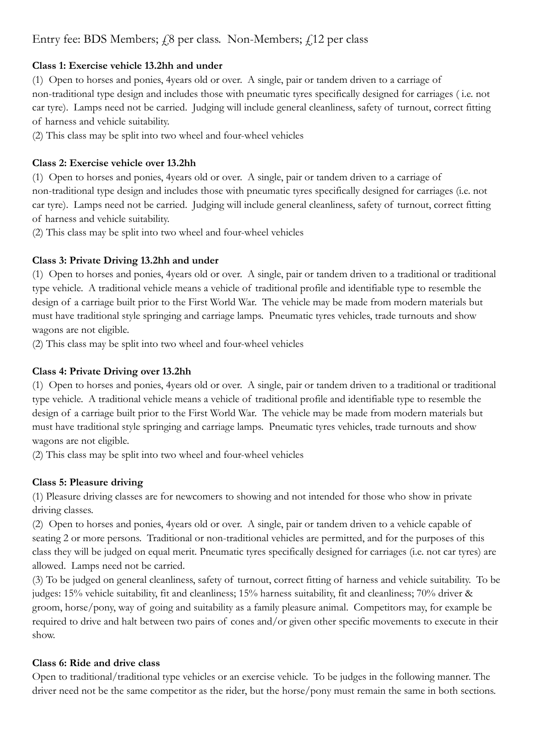Entry fee: BDS Members; £8 per class. Non-Members; £12 per class

**Class 1: Exercise vehicle 13.2hh and under**

(1) Open to horses and ponies, 4years old or over. A single, pair or tandem driven to a carriage of non-traditional type design and includes those with pneumatic tyres specifically designed for carriages ( i.e. not car tyre). Lamps need not be carried. Judging will include general cleanliness, safety of turnout, correct fitting of harness and vehicle suitability.

(2) This class may be split into two wheel and four-wheel vehicles

**Class 2: Exercise vehicle over 13.2hh**

(1) Open to horses and ponies, 4years old or over. A single, pair or tandem driven to a carriage of non-traditional type design and includes those with pneumatic tyres specifically designed for carriages (i.e. not car tyre). Lamps need not be carried. Judging will include general cleanliness, safety of turnout, correct fitting of harness and vehicle suitability.

(2) This class may be split into two wheel and four-wheel vehicles

**Class 3: Private Driving 13.2hh and under**

(1) Open to horses and ponies, 4years old or over. A single, pair or tandem driven to a traditional or traditional type vehicle. A traditional vehicle means a vehicle of traditional profile and identifiable type to resemble the design of a carriage built prior to the First World War. The vehicle may be made from modern materials but must have traditional style springing and carriage lamps. Pneumatic tyres vehicles, trade turnouts and show wagons are not eligible.

(2) This class may be split into two wheel and four-wheel vehicles

**Class 4: Private Driving over 13.2hh**

(1) Open to horses and ponies, 4years old or over. A single, pair or tandem driven to a traditional or traditional type vehicle. A traditional vehicle means a vehicle of traditional profile and identifiable type to resemble the design of a carriage built prior to the First World War. The vehicle may be made from modern materials but must have traditional style springing and carriage lamps. Pneumatic tyres vehicles, trade turnouts and show wagons are not eligible.

(2) This class may be split into two wheel and four-wheel vehicles

**Class 5: Pleasure driving**

(1) Pleasure driving classes are for newcomers to showing and not intended for those who show in private driving classes.

(2) Open to horses and ponies, 4years old or over. A single, pair or tandem driven to a vehicle capable of seating 2 or more persons. Traditional or non-traditional vehicles are permitted, and for the purposes of this class they will be judged on equal merit. Pneumatic tyres specifically designed for carriages (i.e. not car tyres) are allowed. Lamps need not be carried.

(3) To be judged on general cleanliness, safety of turnout, correct fitting of harness and vehicle suitability. To be judges: 15% vehicle suitability, fit and cleanliness; 15% harness suitability, fit and cleanliness; 70% driver & groom, horse/pony, way of going and suitability as a family pleasure animal. Competitors may, for example be required to drive and halt between two pairs of cones and/or given other specific movements to execute in their show.

**Class 6: Ride and drive class**

Open to traditional/traditional type vehicles or an exercise vehicle. To be judges in the following manner. The driver need not be the same competitor as the rider, but the horse/pony must remain the same in both sections.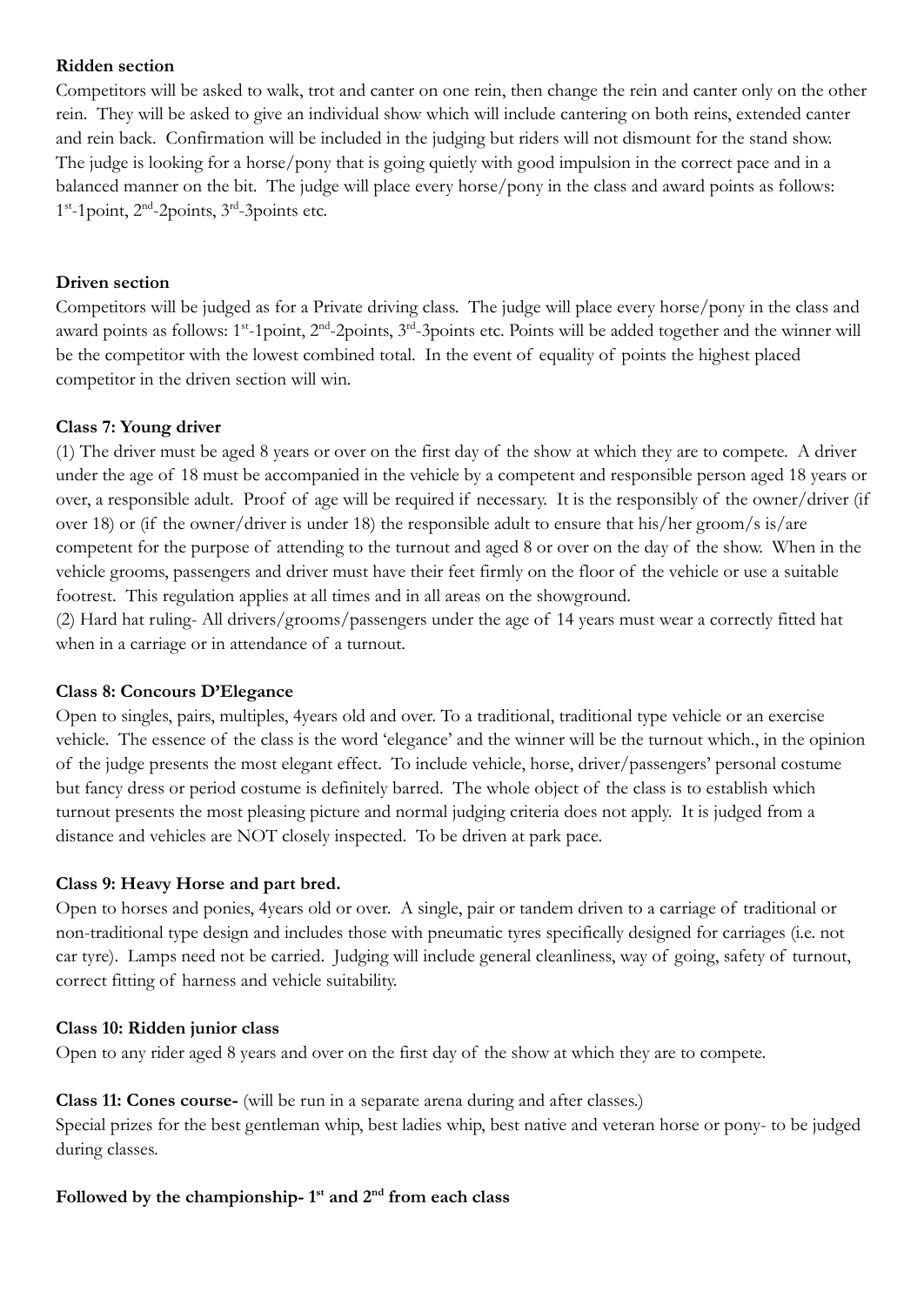**Ridden section**

Competitors will be asked to walk, trot and canter on one rein, then change the rein and canter only on the other rein. They will be asked to give an individual show which will include cantering on both reins, extended canter and rein back. Confirmation will be included in the judging but riders will not dismount for the stand show. The judge is looking for a horse/pony that is going quietly with good impulsion in the correct pace and in a balanced manner on the bit. The judge will place every horse/pony in the class and award points as follows: 1st-1point, 2nd-2points, 3rd-3points etc.

**Driven section**

Competitors will be judged as for a Private driving class. The judge will place every horse/pony in the class and award points as follows: 1st-1point, 2nd-2points, 3rd-3points etc. Points will be added together and the winner will be the competitor with the lowest combined total. In the event of equality of points the highest placed competitor in the driven section will win.

**Class 7: Young driver**

(1) The driver must be aged 8 years or over on the first day of the show at which they are to compete. A driver under the age of 18 must be accompanied in the vehicle by a competent and responsible person aged 18 years or over, a responsible adult. Proof of age will be required if necessary. It is the responsibly of the owner/driver (if over 18) or (if the owner/driver is under 18) the responsible adult to ensure that his/her groom/s is/are competent for the purpose of attending to the turnout and aged 8 or over on the day of the show. When in the vehicle grooms, passengers and driver must have their feet firmly on the floor of the vehicle or use a suitable footrest. This regulation applies at all times and in all areas on the showground.

(2) Hard hat ruling- All drivers/grooms/passengers under the age of 14 years must wear a correctly fitted hat when in a carriage or in attendance of a turnout.

**Class 8: Concours D'Elegance**

Open to singles, pairs, multiples, 4years old and over. To a traditional, traditional type vehicle or an exercise vehicle. The essence of the class is the word 'elegance' and the winner will be the turnout which., in the opinion of the judge presents the most elegant effect. To include vehicle, horse, driver/passengers' personal costume but fancy dress or period costume is definitely barred. The whole object of the class is to establish which turnout presents the most pleasing picture and normal judging criteria does not apply. It is judged from a distance and vehicles are NOT closely inspected. To be driven at park pace.

**Class 9: Heavy Horse and part bred.**

Open to horses and ponies, 4years old or over. A single, pair or tandem driven to a carriage of traditional or non-traditional type design and includes those with pneumatic tyres specifically designed for carriages (i.e. not car tyre). Lamps need not be carried. Judging will include general cleanliness, way of going, safety of turnout, correct fitting of harness and vehicle suitability.

**Class 10: Ridden junior class**

Open to any rider aged 8 years and over on the first day of the show at which they are to compete.

**Class 11: Cones course-** (will be run in a separate arena during and after classes.)

Special prizes for the best gentleman whip, best ladies whip, best native and veteran horse or pony- to be judged during classes.

**Followed by the championship- 1st and 2nd from each class**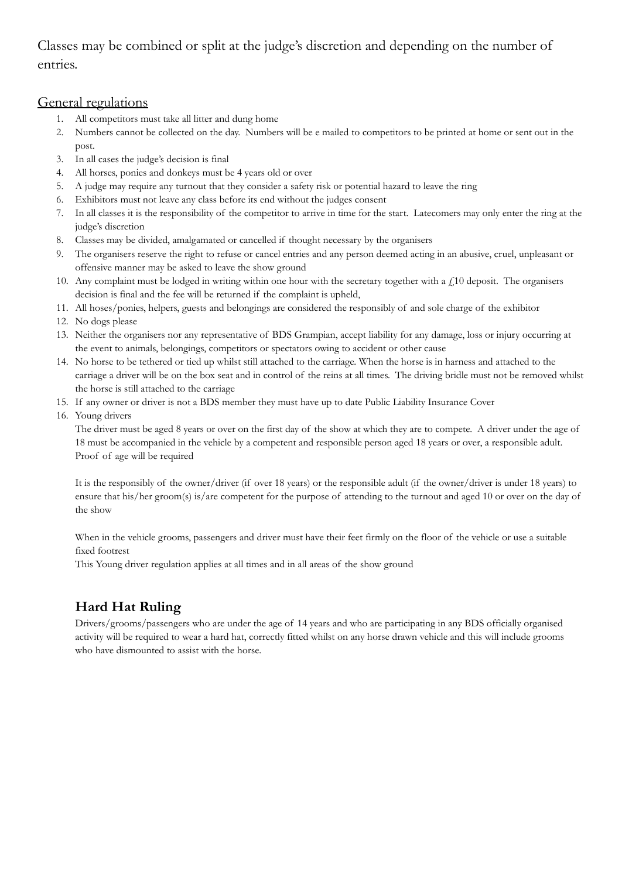Classes may be combined or split at the judge's discretion and depending on the number of entries.

## General regulations

1. All competitors must take all litter and dung home
2. Numbers cannot be collected on the day. Numbers will be e mailed to competitors to be printed at home or sent out in the post.
3. In all cases the judge's decision is final
4. All horses, ponies and donkeys must be 4 years old or over
5. A judge may require any turnout that they consider a safety risk or potential hazard to leave the ring
6. Exhibitors must not leave any class before its end without the judges consent
7. In all classes it is the responsibility of the competitor to arrive in time for the start. Latecomers may only enter the ring at the judge's discretion
8. Classes may be divided, amalgamated or cancelled if thought necessary by the organisers
9. The organisers reserve the right to refuse or cancel entries and any person deemed acting in an abusive, cruel, unpleasant or offensive manner may be asked to leave the show ground
10. Any complaint must be lodged in writing within one hour with the secretary together with a £10 deposit. The organisers decision is final and the fee will be returned if the complaint is upheld,
11. All hoses/ponies, helpers, guests and belongings are considered the responsibly of and sole charge of the exhibitor
12. No dogs please
13. Neither the organisers nor any representative of BDS Grampian, accept liability for any damage, loss or injury occurring at the event to animals, belongings, competitors or spectators owing to accident or other cause
14. No horse to be tethered or tied up whilst still attached to the carriage. When the horse is in harness and attached to the carriage a driver will be on the box seat and in control of the reins at all times. The driving bridle must not be removed whilst the horse is still attached to the carriage
15. If any owner or driver is not a BDS member they must have up to date Public Liability Insurance Cover
16. Young drivers

    The driver must be aged 8 years or over on the first day of the show at which they are to compete. A driver under the age of 18 must be accompanied in the vehicle by a competent and responsible person aged 18 years or over, a responsible adult. Proof of age will be required

    It is the responsibly of the owner/driver (if over 18 years) or the responsible adult (if the owner/driver is under 18 years) to ensure that his/her groom(s) is/are competent for the purpose of attending to the turnout and aged 10 or over on the day of the show

    When in the vehicle grooms, passengers and driver must have their feet firmly on the floor of the vehicle or use a suitable fixed footrest

    This Young driver regulation applies at all times and in all areas of the show ground

## Hard Hat Ruling

Drivers/grooms/passengers who are under the age of 14 years and who are participating in any BDS officially organised activity will be required to wear a hard hat, correctly fitted whilst on any horse drawn vehicle and this will include grooms who have dismounted to assist with the horse.